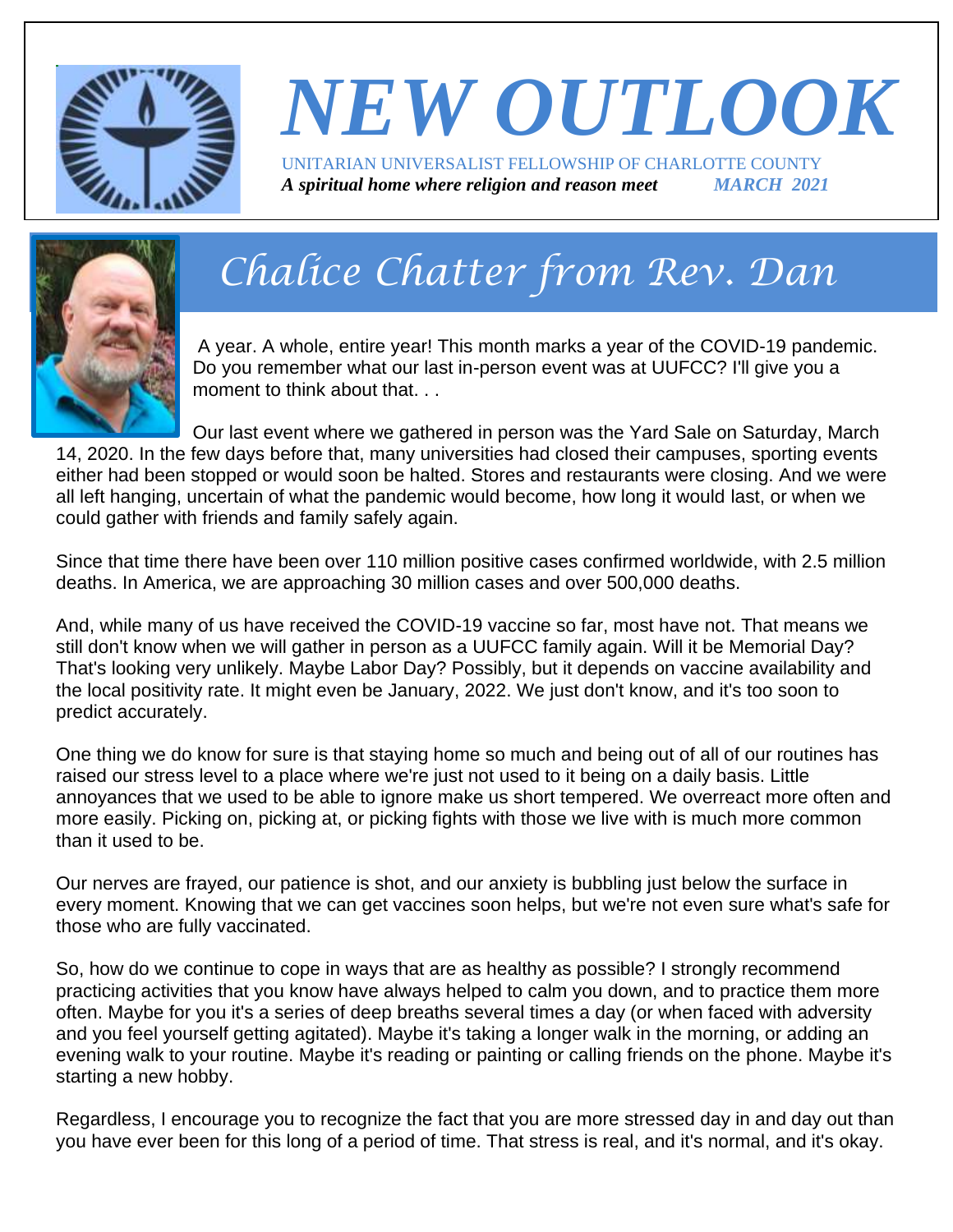# NEW OUTLOOK

UNITARIAN UNIVERSALIST FELLOWSHIP OF CHARLOTTE COUNTY

***A spiritual home where religion and reason meet*** ***MARCH 2021***

## Chalice Chatter from Rev. Dan

A year. A whole, entire year! This month marks a year of the COVID-19 pandemic. Do you remember what our last in-person event was at UUFCC? I'll give you a moment to think about that. . .

Our last event where we gathered in person was the Yard Sale on Saturday, March 14, 2020. In the few days before that, many universities had closed their campuses, sporting events either had been stopped or would soon be halted. Stores and restaurants were closing. And we were all left hanging, uncertain of what the pandemic would become, how long it would last, or when we could gather with friends and family safely again.

Since that time there have been over 110 million positive cases confirmed worldwide, with 2.5 million deaths. In America, we are approaching 30 million cases and over 500,000 deaths.

And, while many of us have received the COVID-19 vaccine so far, most have not. That means we still don't know when we will gather in person as a UUFCC family again. Will it be Memorial Day? That's looking very unlikely. Maybe Labor Day? Possibly, but it depends on vaccine availability and the local positivity rate. It might even be January, 2022. We just don't know, and it's too soon to predict accurately.

One thing we do know for sure is that staying home so much and being out of all of our routines has raised our stress level to a place where we're just not used to it being on a daily basis. Little annoyances that we used to be able to ignore make us short tempered. We overreact more often and more easily. Picking on, picking at, or picking fights with those we live with is much more common than it used to be.

Our nerves are frayed, our patience is shot, and our anxiety is bubbling just below the surface in every moment. Knowing that we can get vaccines soon helps, but we're not even sure what's safe for those who are fully vaccinated.

So, how do we continue to cope in ways that are as healthy as possible? I strongly recommend practicing activities that you know have always helped to calm you down, and to practice them more often. Maybe for you it's a series of deep breaths several times a day (or when faced with adversity and you feel yourself getting agitated). Maybe it's taking a longer walk in the morning, or adding an evening walk to your routine. Maybe it's reading or painting or calling friends on the phone. Maybe it's starting a new hobby.

Regardless, I encourage you to recognize the fact that you are more stressed day in and day out than you have ever been for this long of a period of time. That stress is real, and it's normal, and it's okay.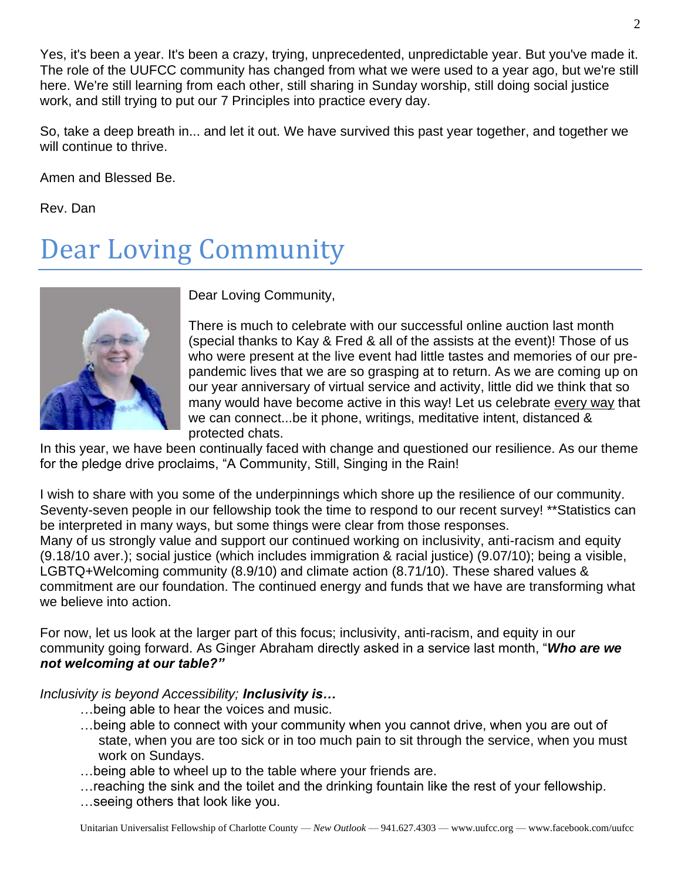Yes, it's been a year. It's been a crazy, trying, unprecedented, unpredictable year. But you've made it. The role of the UUFCC community has changed from what we were used to a year ago, but we're still here. We're still learning from each other, still sharing in Sunday worship, still doing social justice work, and still trying to put our 7 Principles into practice every day.

So, take a deep breath in... and let it out. We have survived this past year together, and together we will continue to thrive.

Amen and Blessed Be.

Rev. Dan

# Dear Loving Community

Dear Loving Community,

There is much to celebrate with our successful online auction last month (special thanks to Kay & Fred & all of the assists at the event)! Those of us who were present at the live event had little tastes and memories of our pre-pandemic lives that we are so grasping at to return. As we are coming up on our year anniversary of virtual service and activity, little did we think that so many would have become active in this way! Let us celebrate <u>every way</u> that we can connect...be it phone, writings, meditative intent, distanced & protected chats.

In this year, we have been continually faced with change and questioned our resilience. As our theme for the pledge drive proclaims, "A Community, Still, Singing in the Rain!

I wish to share with you some of the underpinnings which shore up the resilience of our community. Seventy-seven people in our fellowship took the time to respond to our recent survey! **Statistics can be interpreted in many ways, but some things were clear from those responses.
Many of us strongly value and support our continued working on inclusivity, anti-racism and equity (9.18/10 aver.); social justice (which includes immigration & racial justice) (9.07/10); being a visible, LGBTQ+Welcoming community (8.9/10) and climate action (8.71/10). These shared values & commitment are our foundation. The continued energy and funds that we have are transforming what we believe into action.

For now, let us look at the larger part of this focus; inclusivity, anti-racism, and equity in our community going forward. As Ginger Abraham directly asked in a service last month, "***Who are we not welcoming at our table?"***

*Inclusivity is beyond Accessibility;* ***Inclusivity is…***

- …being able to hear the voices and music.
- …being able to connect with your community when you cannot drive, when you are out of state, when you are too sick or in too much pain to sit through the service, when you must work on Sundays.
- …being able to wheel up to the table where your friends are.
- …reaching the sink and the toilet and the drinking fountain like the rest of your fellowship.
- …seeing others that look like you.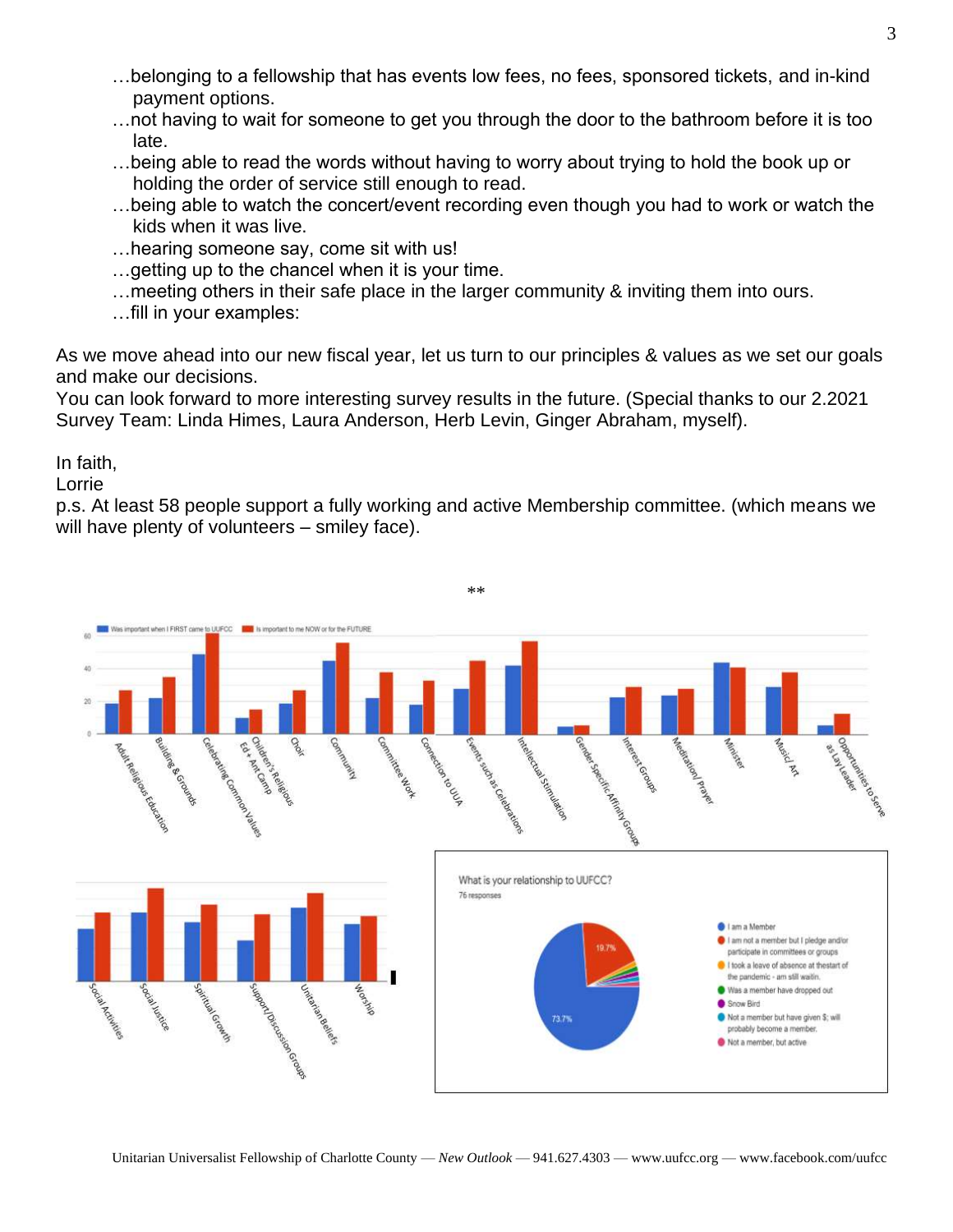…belonging to a fellowship that has events low fees, no fees, sponsored tickets, and in-kind payment options.
…not having to wait for someone to get you through the door to the bathroom before it is too late.
…being able to read the words without having to worry about trying to hold the book up or holding the order of service still enough to read.
…being able to watch the concert/event recording even though you had to work or watch the kids when it was live.
…hearing someone say, come sit with us!
…getting up to the chancel when it is your time.
…meeting others in their safe place in the larger community & inviting them into ours.
…fill in your examples:

As we move ahead into our new fiscal year, let us turn to our principles & values as we set our goals and make our decisions.
You can look forward to more interesting survey results in the future. (Special thanks to our 2.2021 Survey Team: Linda Himes, Laura Anderson, Herb Levin, Ginger Abraham, myself).

In faith,
Lorrie
p.s. At least 58 people support a fully working and active Membership committee. (which means we will have plenty of volunteers – smiley face).

**

Was important when I FIRST came to UUFCC | Is important to me NOW or for the FUTURE

Adult Religious Education, Building & Grounds, Celebrating Common Values, Children's Religious Ed + Art Camp, Choir, Community, Committee Work, Connection to UUA, Events such as Celebrations, Intellectual Stimulation, Gender Specific Affinity Groups, Interest Groups, Meditation/ Prayer, Minister, Music/ Art, Opportunities to Serve as Lay Leader

Social Activities, Social Justice, Spiritual Growth, Support/Discussion Groups, Unitarian Beliefs, Worship

What is your relationship to UUFCC?
76 responses

- I am a Member (73.7%)
- I am not a member but I pledge and/or participate in committees or groups (19.7%)
- I took a leave of absence at thestart of the pandemic - am still waitin.
- Was a member have dropped out
- Snow Bird
- Not a member but have given $; will probably become a member.
- Not a member, but active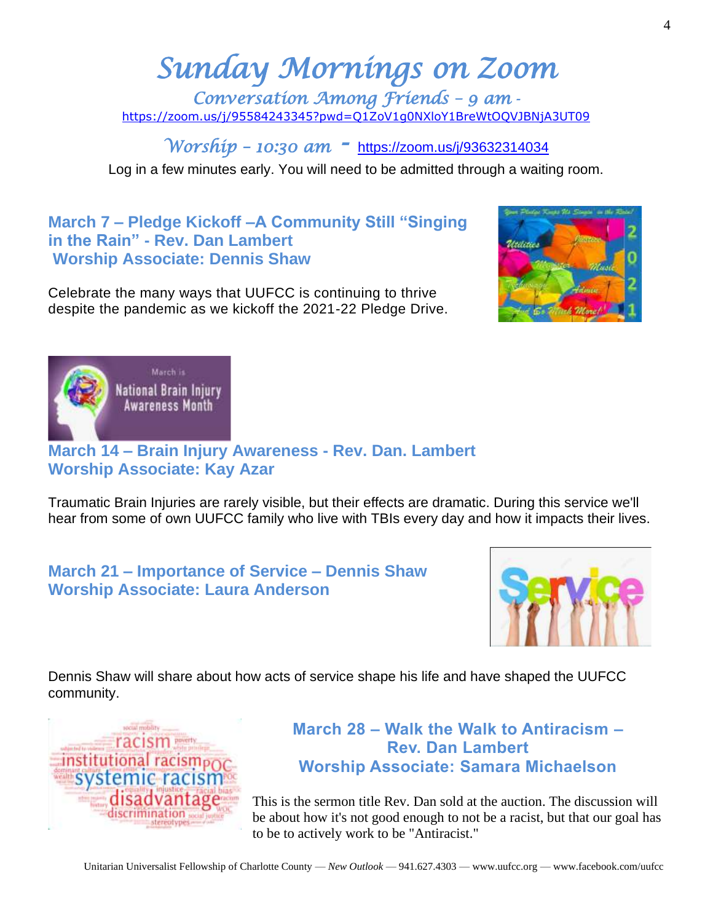# *Sunday Mornings on Zoom*

*Conversation Among Friends – 9 am* - https://zoom.us/j/95584243345?pwd=Q1ZoV1g0NXloY1BreWtOQVJBNjA3UT09

*Worship – 10:30 am* - https://zoom.us/j/93632314034

Log in a few minutes early. You will need to be admitted through a waiting room.

### March 7 – Pledge Kickoff –A Community Still "Singing in the Rain" - Rev. Dan Lambert
### Worship Associate: Dennis Shaw

Celebrate the many ways that UUFCC is continuing to thrive despite the pandemic as we kickoff the 2021-22 Pledge Drive.

### March 14 – Brain Injury Awareness - Rev. Dan. Lambert
### Worship Associate: Kay Azar

Traumatic Brain Injuries are rarely visible, but their effects are dramatic. During this service we'll hear from some of own UUFCC family who live with TBIs every day and how it impacts their lives.

### March 21 – Importance of Service – Dennis Shaw
### Worship Associate: Laura Anderson

Dennis Shaw will share about how acts of service shape his life and have shaped the UUFCC community.

### March 28 – Walk the Walk to Antiracism – Rev. Dan Lambert
### Worship Associate: Samara Michaelson

This is the sermon title Rev. Dan sold at the auction. The discussion will be about how it's not good enough to not be a racist, but that our goal has to be to actively work to be "Antiracist."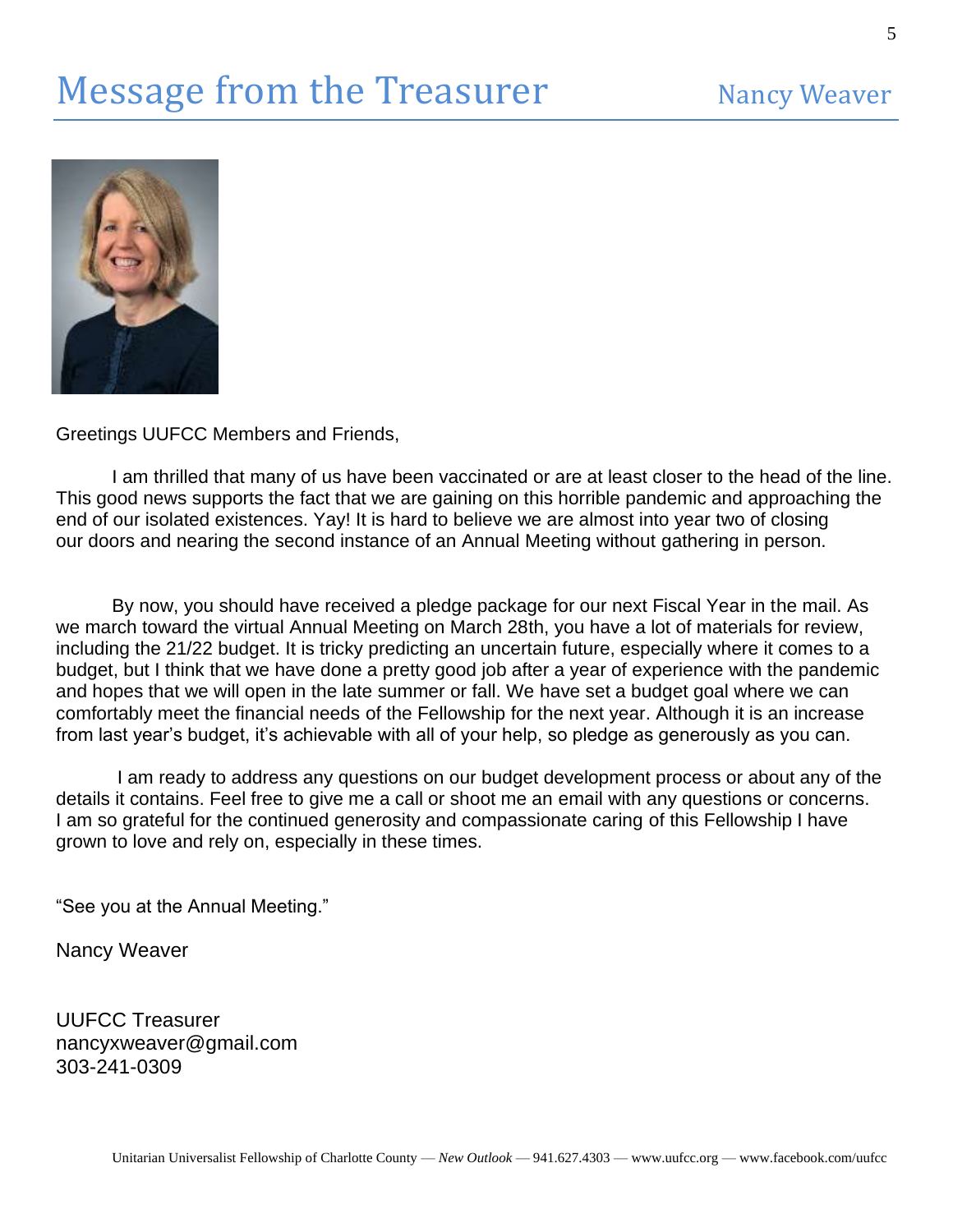# Message from the Treasurer

Nancy Weaver

Greetings UUFCC Members and Friends,

I am thrilled that many of us have been vaccinated or are at least closer to the head of the line. This good news supports the fact that we are gaining on this horrible pandemic and approaching the end of our isolated existences. Yay! It is hard to believe we are almost into year two of closing our doors and nearing the second instance of an Annual Meeting without gathering in person.

By now, you should have received a pledge package for our next Fiscal Year in the mail. As we march toward the virtual Annual Meeting on March 28th, you have a lot of materials for review, including the 21/22 budget. It is tricky predicting an uncertain future, especially where it comes to a budget, but I think that we have done a pretty good job after a year of experience with the pandemic and hopes that we will open in the late summer or fall. We have set a budget goal where we can comfortably meet the financial needs of the Fellowship for the next year. Although it is an increase from last year's budget, it's achievable with all of your help, so pledge as generously as you can.

I am ready to address any questions on our budget development process or about any of the details it contains. Feel free to give me a call or shoot me an email with any questions or concerns. I am so grateful for the continued generosity and compassionate caring of this Fellowship I have grown to love and rely on, especially in these times.

"See you at the Annual Meeting."

Nancy Weaver

UUFCC Treasurer
nancyxweaver@gmail.com
303-241-0309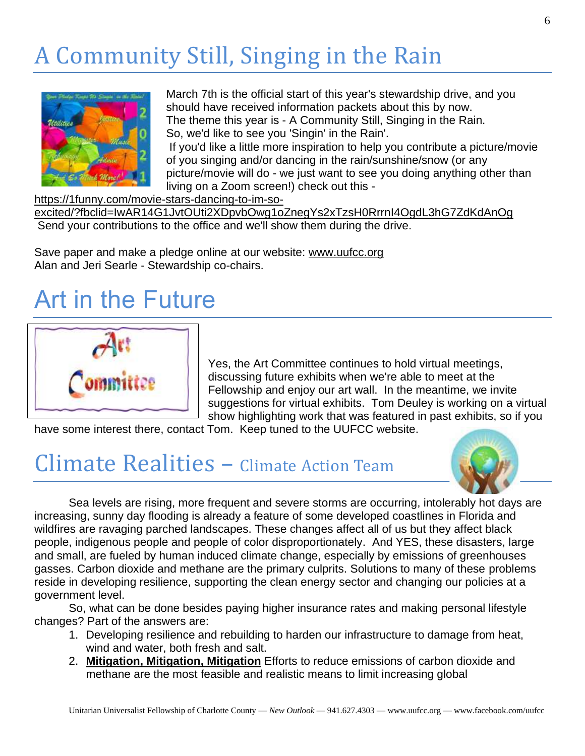# A Community Still, Singing in the Rain

March 7th is the official start of this year's stewardship drive, and you should have received information packets about this by now.
The theme this year is - A Community Still, Singing in the Rain.
So, we'd like to see you 'Singin' in the Rain'.
If you'd like a little more inspiration to help you contribute a picture/movie of you singing and/or dancing in the rain/sunshine/snow (or any picture/movie will do - we just want to see you doing anything other than living on a Zoom screen!) check out this - https://1funny.com/movie-stars-dancing-to-im-so-excited/?fbclid=IwAR14G1JvtOUti2XDpvbOwg1oZnegYs2xTzsH0RrrnI4OgdL3hG7ZdKdAnOg
Send your contributions to the office and we'll show them during the drive.

Save paper and make a pledge online at our website: www.uufcc.org
Alan and Jeri Searle - Stewardship co-chairs.

# Art in the Future

Yes, the Art Committee continues to hold virtual meetings, discussing future exhibits when we're able to meet at the Fellowship and enjoy our art wall. In the meantime, we invite suggestions for virtual exhibits. Tom Deuley is working on a virtual show highlighting work that was featured in past exhibits, so if you have some interest there, contact Tom. Keep tuned to the UUFCC website.

# Climate Realities – Climate Action Team

Sea levels are rising, more frequent and severe storms are occurring, intolerably hot days are increasing, sunny day flooding is already a feature of some developed coastlines in Florida and wildfires are ravaging parched landscapes. These changes affect all of us but they affect black people, indigenous people and people of color disproportionately. And YES, these disasters, large and small, are fueled by human induced climate change, especially by emissions of greenhouses gasses. Carbon dioxide and methane are the primary culprits. Solutions to many of these problems reside in developing resilience, supporting the clean energy sector and changing our policies at a government level.

So, what can be done besides paying higher insurance rates and making personal lifestyle changes? Part of the answers are:

1. Developing resilience and rebuilding to harden our infrastructure to damage from heat, wind and water, both fresh and salt.
2. **Mitigation, Mitigation, Mitigation** Efforts to reduce emissions of carbon dioxide and methane are the most feasible and realistic means to limit increasing global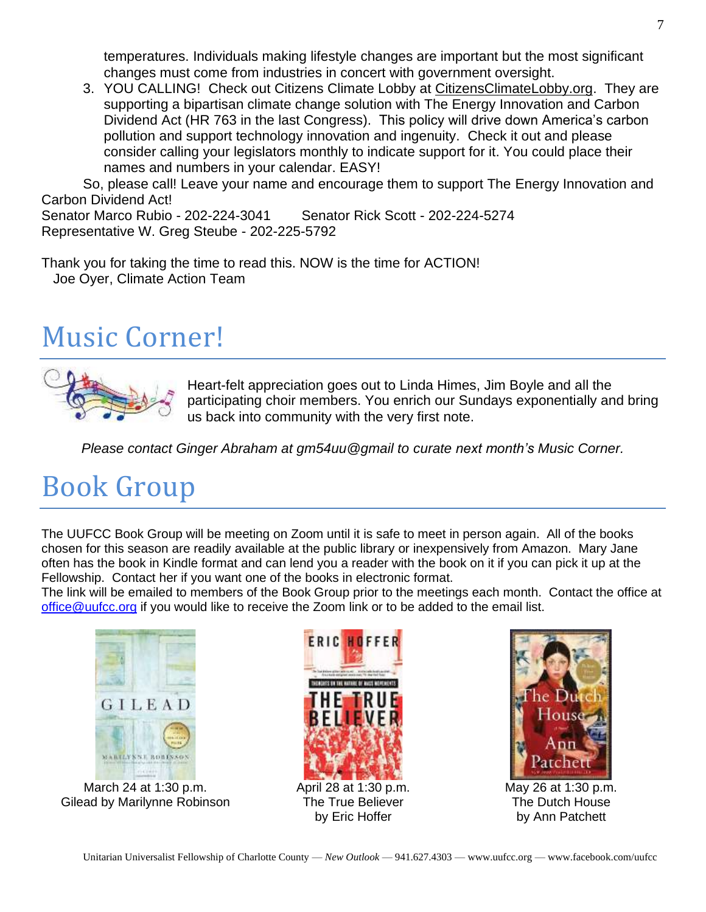temperatures. Individuals making lifestyle changes are important but the most significant changes must come from industries in concert with government oversight.

3. YOU CALLING! Check out Citizens Climate Lobby at CitizensClimateLobby.org. They are supporting a bipartisan climate change solution with The Energy Innovation and Carbon Dividend Act (HR 763 in the last Congress). This policy will drive down America's carbon pollution and support technology innovation and ingenuity. Check it out and please consider calling your legislators monthly to indicate support for it. You could place their names and numbers in your calendar. EASY!

So, please call! Leave your name and encourage them to support The Energy Innovation and Carbon Dividend Act!

Senator Marco Rubio - 202-224-3041  Senator Rick Scott - 202-224-5274
Representative W. Greg Steube - 202-225-5792

Thank you for taking the time to read this. NOW is the time for ACTION!
Joe Oyer, Climate Action Team

# Music Corner!

Heart-felt appreciation goes out to Linda Himes, Jim Boyle and all the participating choir members. You enrich our Sundays exponentially and bring us back into community with the very first note.

*Please contact Ginger Abraham at gm54uu@gmail to curate next month's Music Corner.*

# Book Group

The UUFCC Book Group will be meeting on Zoom until it is safe to meet in person again. All of the books chosen for this season are readily available at the public library or inexpensively from Amazon. Mary Jane often has the book in Kindle format and can lend you a reader with the book on it if you can pick it up at the Fellowship. Contact her if you want one of the books in electronic format.

The link will be emailed to members of the Book Group prior to the meetings each month. Contact the office at office@uufcc.org if you would like to receive the Zoom link or to be added to the email list.

March 24 at 1:30 p.m.
Gilead by Marilynne Robinson

April 28 at 1:30 p.m.
The True Believer
by Eric Hoffer

May 26 at 1:30 p.m.
The Dutch House
by Ann Patchett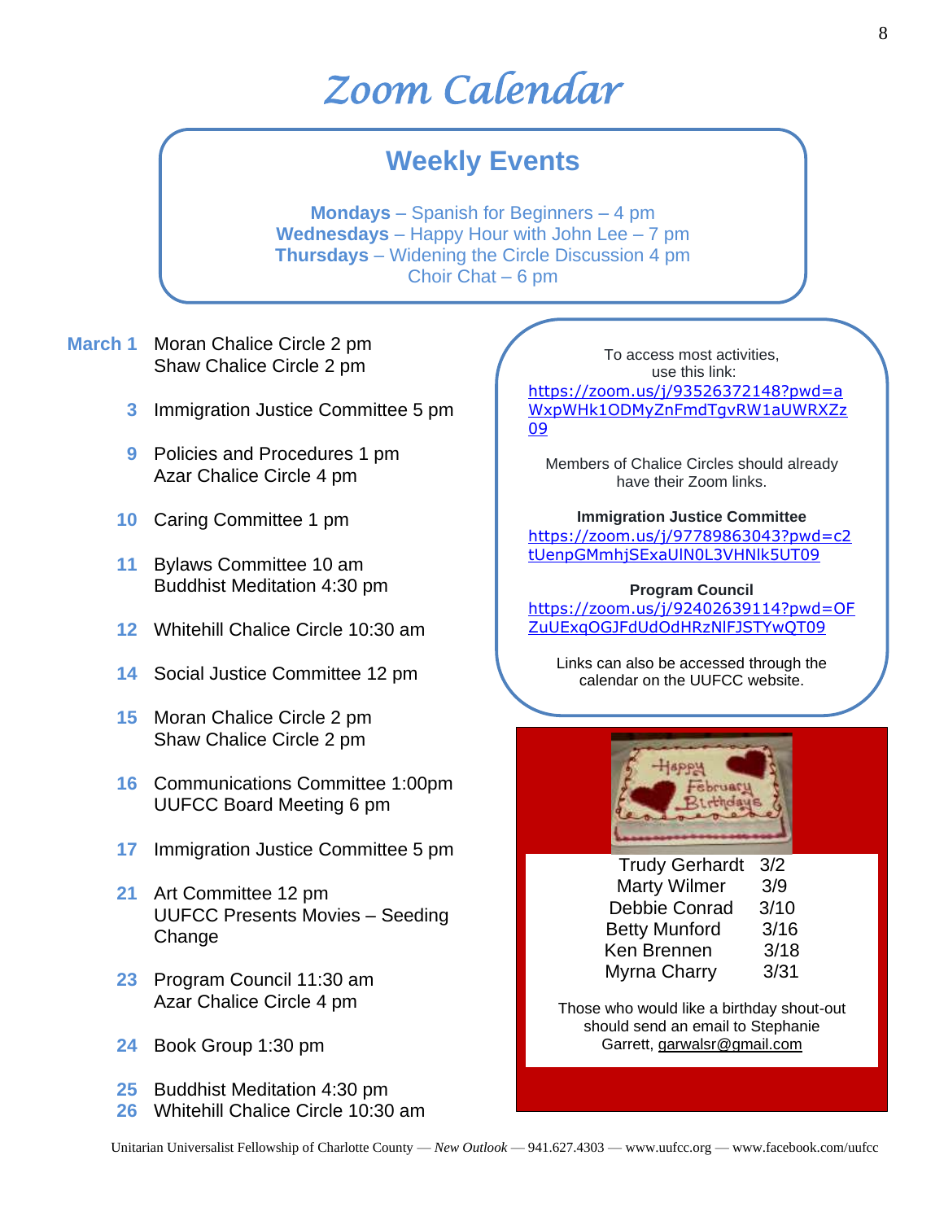# Zoom Calendar

## Weekly Events

**Mondays** – Spanish for Beginners – 4 pm
**Wednesdays** – Happy Hour with John Lee – 7 pm
**Thursdays** – Widening the Circle Discussion 4 pm
Choir Chat – 6 pm

**March 1** Moran Chalice Circle 2 pm
Shaw Chalice Circle 2 pm

**3** Immigration Justice Committee 5 pm

**9** Policies and Procedures 1 pm
Azar Chalice Circle 4 pm

**10** Caring Committee 1 pm

**11** Bylaws Committee 10 am
Buddhist Meditation 4:30 pm

**12** Whitehill Chalice Circle 10:30 am

**14** Social Justice Committee 12 pm

**15** Moran Chalice Circle 2 pm
Shaw Chalice Circle 2 pm

**16** Communications Committee 1:00pm
UUFCC Board Meeting 6 pm

**17** Immigration Justice Committee 5 pm

**21** Art Committee 12 pm
UUFCC Presents Movies – Seeding Change

**23** Program Council 11:30 am
Azar Chalice Circle 4 pm

**24** Book Group 1:30 pm

**25** Buddhist Meditation 4:30 pm

**26** Whitehill Chalice Circle 10:30 am

To access most activities, use this link:
https://zoom.us/j/93526372148?pwd=aWxpWHk1ODMyZnFmdTgvRW1aUWRXZz09

Members of Chalice Circles should already have their Zoom links.

**Immigration Justice Committee**
https://zoom.us/j/97789863043?pwd=c2tUenpGMmhjSExaUlN0L3VHNlk5UT09

**Program Council**
https://zoom.us/j/92402639114?pwd=OFZuUExqOGJFdUdOdHRzNlFJSTYwQT09

Links can also be accessed through the calendar on the UUFCC website.

| | |
|---|---|
| Trudy Gerhardt | 3/2 |
| Marty Wilmer | 3/9 |
| Debbie Conrad | 3/10 |
| Betty Munford | 3/16 |
| Ken Brennen | 3/18 |
| Myrna Charry | 3/31 |

Those who would like a birthday shout-out should send an email to Stephanie Garrett, garwalsr@gmail.com